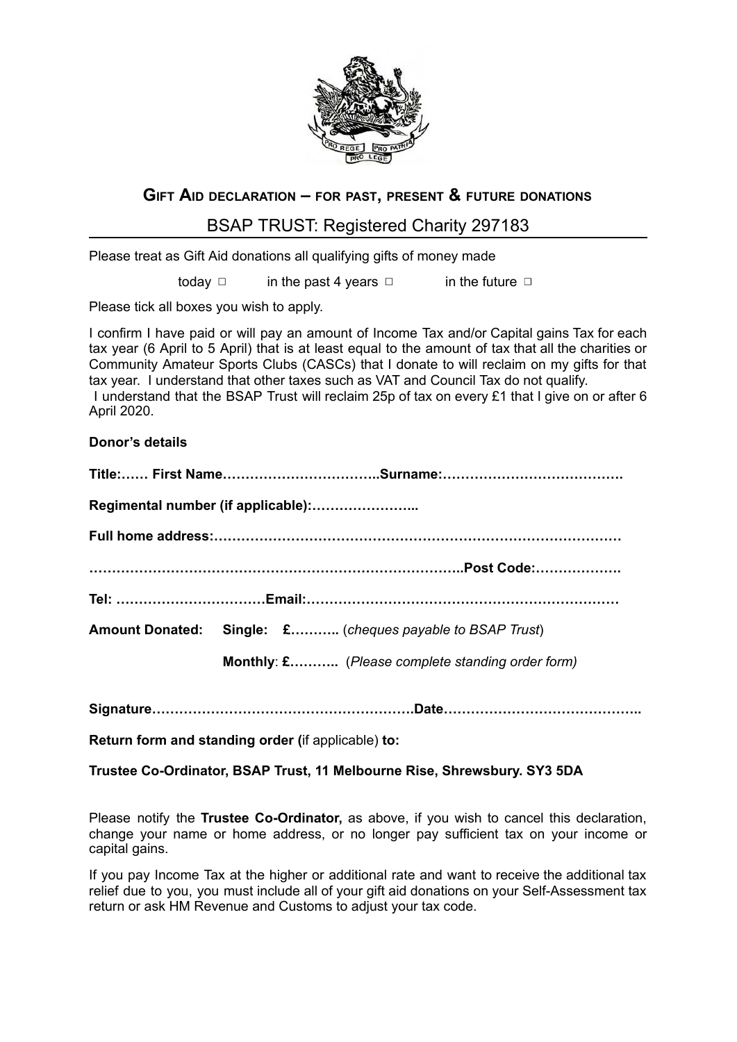## Gift Aid declaration – for past, present & future donations

## BSAP TRUST: Registered Charity 297183

Please treat as Gift Aid donations all qualifying gifts of money made

today ▢ in the past 4 years ▢ in the future ▢

Please tick all boxes you wish to apply.

I confirm I have paid or will pay an amount of Income Tax and/or Capital gains Tax for each tax year (6 April to 5 April) that is at least equal to the amount of tax that all the charities or Community Amateur Sports Clubs (CASCs) that I donate to will reclaim on my gifts for that tax year. I understand that other taxes such as VAT and Council Tax do not qualify.
I understand that the BSAP Trust will reclaim 25p of tax on every £1 that I give on or after 6 April 2020.

**Donor's details**

**Title:…… First Name……………………………..Surname:………………………………….**

**Regimental number (if applicable):…………………..**

**Full home address:……………………………………………………………………………**

**……………………………………………………………………..Post Code:……………….**

**Tel: ……………………………Email:…………………………………………………………**

**Amount Donated: Single: £………..** (*cheques payable to BSAP Trust*)

**Monthly**: **£………..** (*Please complete standing order form)*

**Signature………………………………………………….Date……………………………………..**

**Return form and standing order (**if applicable) **to:**

**Trustee Co-Ordinator, BSAP Trust, 11 Melbourne Rise, Shrewsbury. SY3 5DA**

Please notify the **Trustee Co-Ordinator,** as above, if you wish to cancel this declaration, change your name or home address, or no longer pay sufficient tax on your income or capital gains.

If you pay Income Tax at the higher or additional rate and want to receive the additional tax relief due to you, you must include all of your gift aid donations on your Self-Assessment tax return or ask HM Revenue and Customs to adjust your tax code.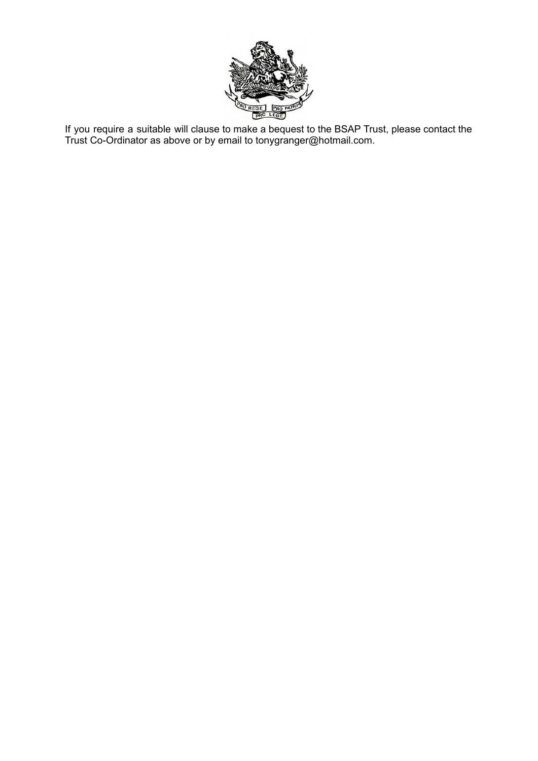If you require a suitable will clause to make a bequest to the BSAP Trust, please contact the Trust Co-Ordinator as above or by email to tonygranger@hotmail.com.